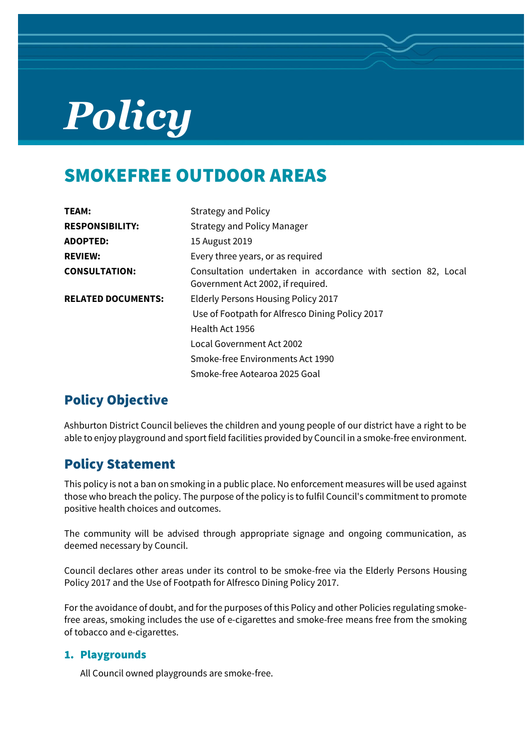# *Policy*

## SMOKEFREE OUTDOOR AREAS

| | |
|---|---|
| **TEAM:** | Strategy and Policy |
| **RESPONSIBILITY:** | Strategy and Policy Manager |
| **ADOPTED:** | 15 August 2019 |
| **REVIEW:** | Every three years, or as required |
| **CONSULTATION:** | Consultation undertaken in accordance with section 82, Local Government Act 2002, if required. |
| **RELATED DOCUMENTS:** | Elderly Persons Housing Policy 2017 |
| | Use of Footpath for Alfresco Dining Policy 2017 |
| | Health Act 1956 |
| | Local Government Act 2002 |
| | Smoke-free Environments Act 1990 |
| | Smoke-free Aotearoa 2025 Goal |

## Policy Objective

Ashburton District Council believes the children and young people of our district have a right to be able to enjoy playground and sport field facilities provided by Council in a smoke-free environment.

## Policy Statement

This policy is not a ban on smoking in a public place. No enforcement measures will be used against those who breach the policy. The purpose of the policy is to fulfil Council's commitment to promote positive health choices and outcomes.

The community will be advised through appropriate signage and ongoing communication, as deemed necessary by Council.

Council declares other areas under its control to be smoke-free via the Elderly Persons Housing Policy 2017 and the Use of Footpath for Alfresco Dining Policy 2017.

For the avoidance of doubt, and for the purposes of this Policy and other Policies regulating smoke-free areas, smoking includes the use of e-cigarettes and smoke-free means free from the smoking of tobacco and e-cigarettes.

### 1. Playgrounds

All Council owned playgrounds are smoke-free.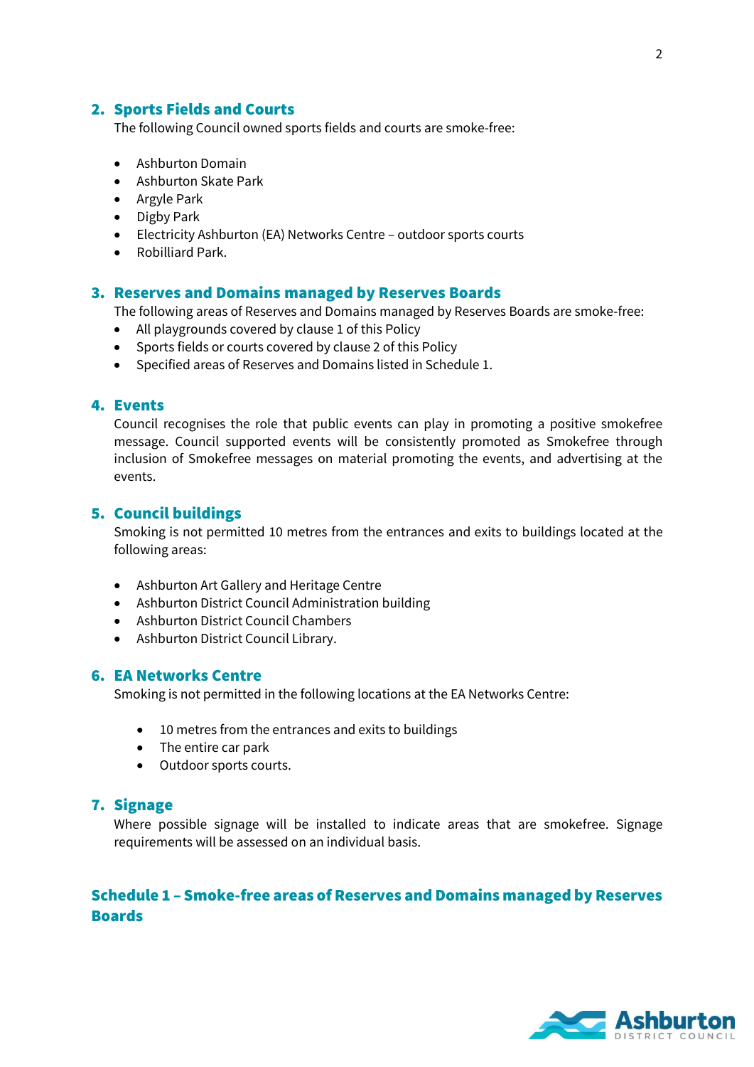## 2. Sports Fields and Courts

The following Council owned sports fields and courts are smoke-free:

- Ashburton Domain
- Ashburton Skate Park
- Argyle Park
- Digby Park
- Electricity Ashburton (EA) Networks Centre – outdoor sports courts
- Robilliard Park.

## 3. Reserves and Domains managed by Reserves Boards

The following areas of Reserves and Domains managed by Reserves Boards are smoke-free:

- All playgrounds covered by clause 1 of this Policy
- Sports fields or courts covered by clause 2 of this Policy
- Specified areas of Reserves and Domains listed in Schedule 1.

## 4. Events

Council recognises the role that public events can play in promoting a positive smokefree message. Council supported events will be consistently promoted as Smokefree through inclusion of Smokefree messages on material promoting the events, and advertising at the events.

## 5. Council buildings

Smoking is not permitted 10 metres from the entrances and exits to buildings located at the following areas:

- Ashburton Art Gallery and Heritage Centre
- Ashburton District Council Administration building
- Ashburton District Council Chambers
- Ashburton District Council Library.

## 6. EA Networks Centre

Smoking is not permitted in the following locations at the EA Networks Centre:

- 10 metres from the entrances and exits to buildings
- The entire car park
- Outdoor sports courts.

## 7. Signage

Where possible signage will be installed to indicate areas that are smokefree. Signage requirements will be assessed on an individual basis.

## Schedule 1 – Smoke-free areas of Reserves and Domains managed by Reserves Boards